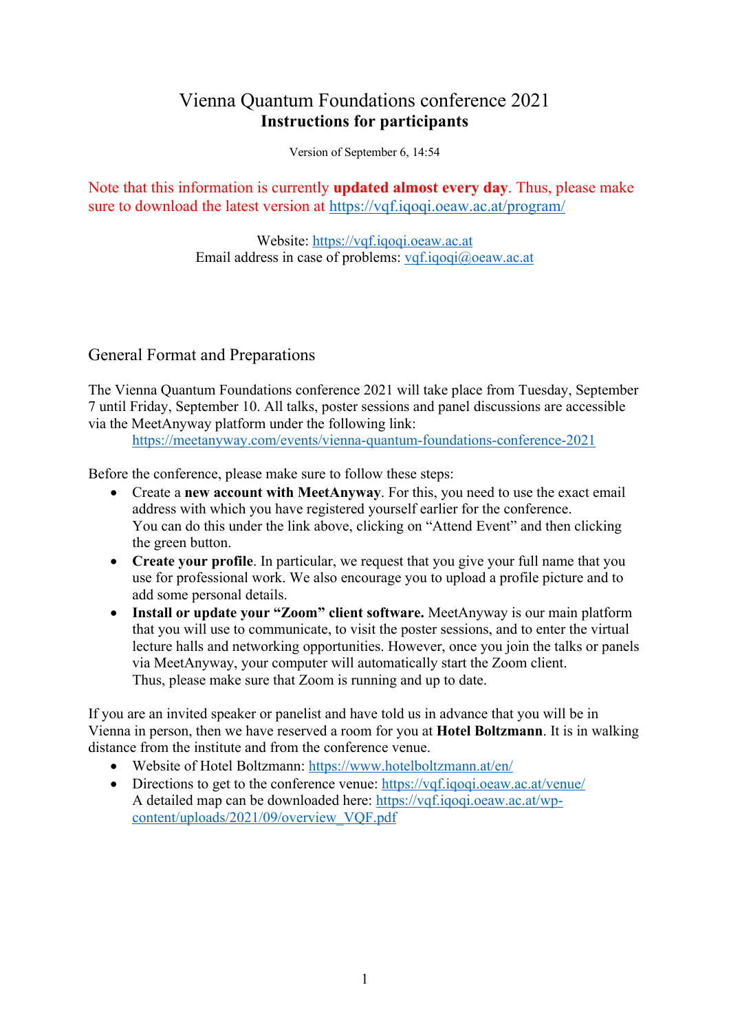# Vienna Quantum Foundations conference 2021
## Instructions for participants

Version of September 6, 14:54

Note that this information is currently **updated almost every day**. Thus, please make sure to download the latest version at https://vqf.iqoqi.oeaw.ac.at/program/

Website: https://vqf.iqoqi.oeaw.ac.at
Email address in case of problems: vqf.iqoqi@oeaw.ac.at

## General Format and Preparations

The Vienna Quantum Foundations conference 2021 will take place from Tuesday, September 7 until Friday, September 10. All talks, poster sessions and panel discussions are accessible via the MeetAnyway platform under the following link:

https://meetanyway.com/events/vienna-quantum-foundations-conference-2021

Before the conference, please make sure to follow these steps:

- Create a **new account with MeetAnyway**. For this, you need to use the exact email address with which you have registered yourself earlier for the conference. You can do this under the link above, clicking on "Attend Event" and then clicking the green button.
- **Create your profile**. In particular, we request that you give your full name that you use for professional work. We also encourage you to upload a profile picture and to add some personal details.
- **Install or update your "Zoom" client software.** MeetAnyway is our main platform that you will use to communicate, to visit the poster sessions, and to enter the virtual lecture halls and networking opportunities. However, once you join the talks or panels via MeetAnyway, your computer will automatically start the Zoom client. Thus, please make sure that Zoom is running and up to date.

If you are an invited speaker or panelist and have told us in advance that you will be in Vienna in person, then we have reserved a room for you at **Hotel Boltzmann**. It is in walking distance from the institute and from the conference venue.

- Website of Hotel Boltzmann: https://www.hotelboltzmann.at/en/
- Directions to get to the conference venue: https://vqf.iqoqi.oeaw.ac.at/venue/
  A detailed map can be downloaded here: https://vqf.iqoqi.oeaw.ac.at/wp-content/uploads/2021/09/overview_VQF.pdf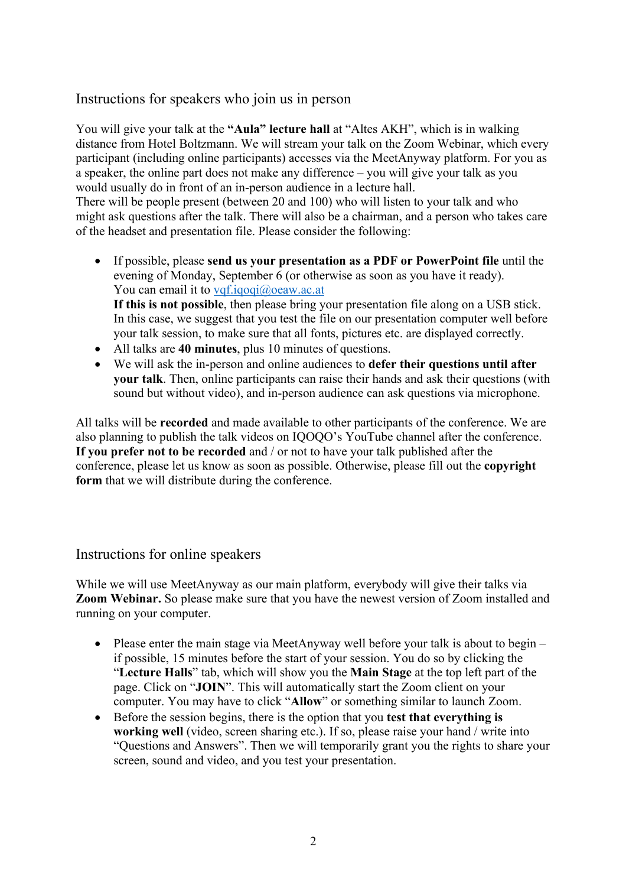## Instructions for speakers who join us in person

You will give your talk at the **"Aula" lecture hall** at "Altes AKH", which is in walking distance from Hotel Boltzmann. We will stream your talk on the Zoom Webinar, which every participant (including online participants) accesses via the MeetAnyway platform. For you as a speaker, the online part does not make any difference – you will give your talk as you would usually do in front of an in-person audience in a lecture hall.
There will be people present (between 20 and 100) who will listen to your talk and who might ask questions after the talk. There will also be a chairman, and a person who takes care of the headset and presentation file. Please consider the following:

- If possible, please **send us your presentation as a PDF or PowerPoint file** until the evening of Monday, September 6 (or otherwise as soon as you have it ready).
  You can email it to vqf.iqoqi@oeaw.ac.at
  **If this is not possible**, then please bring your presentation file along on a USB stick. In this case, we suggest that you test the file on our presentation computer well before your talk session, to make sure that all fonts, pictures etc. are displayed correctly.
- All talks are **40 minutes**, plus 10 minutes of questions.
- We will ask the in-person and online audiences to **defer their questions until after your talk**. Then, online participants can raise their hands and ask their questions (with sound but without video), and in-person audience can ask questions via microphone.

All talks will be **recorded** and made available to other participants of the conference. We are also planning to publish the talk videos on IQOQO's YouTube channel after the conference. **If you prefer not to be recorded** and / or not to have your talk published after the conference, please let us know as soon as possible. Otherwise, please fill out the **copyright form** that we will distribute during the conference.

## Instructions for online speakers

While we will use MeetAnyway as our main platform, everybody will give their talks via **Zoom Webinar.** So please make sure that you have the newest version of Zoom installed and running on your computer.

- Please enter the main stage via MeetAnyway well before your talk is about to begin – if possible, 15 minutes before the start of your session. You do so by clicking the "**Lecture Halls**" tab, which will show you the **Main Stage** at the top left part of the page. Click on "**JOIN**". This will automatically start the Zoom client on your computer. You may have to click "**Allow**" or something similar to launch Zoom.
- Before the session begins, there is the option that you **test that everything is working well** (video, screen sharing etc.). If so, please raise your hand / write into "Questions and Answers". Then we will temporarily grant you the rights to share your screen, sound and video, and you test your presentation.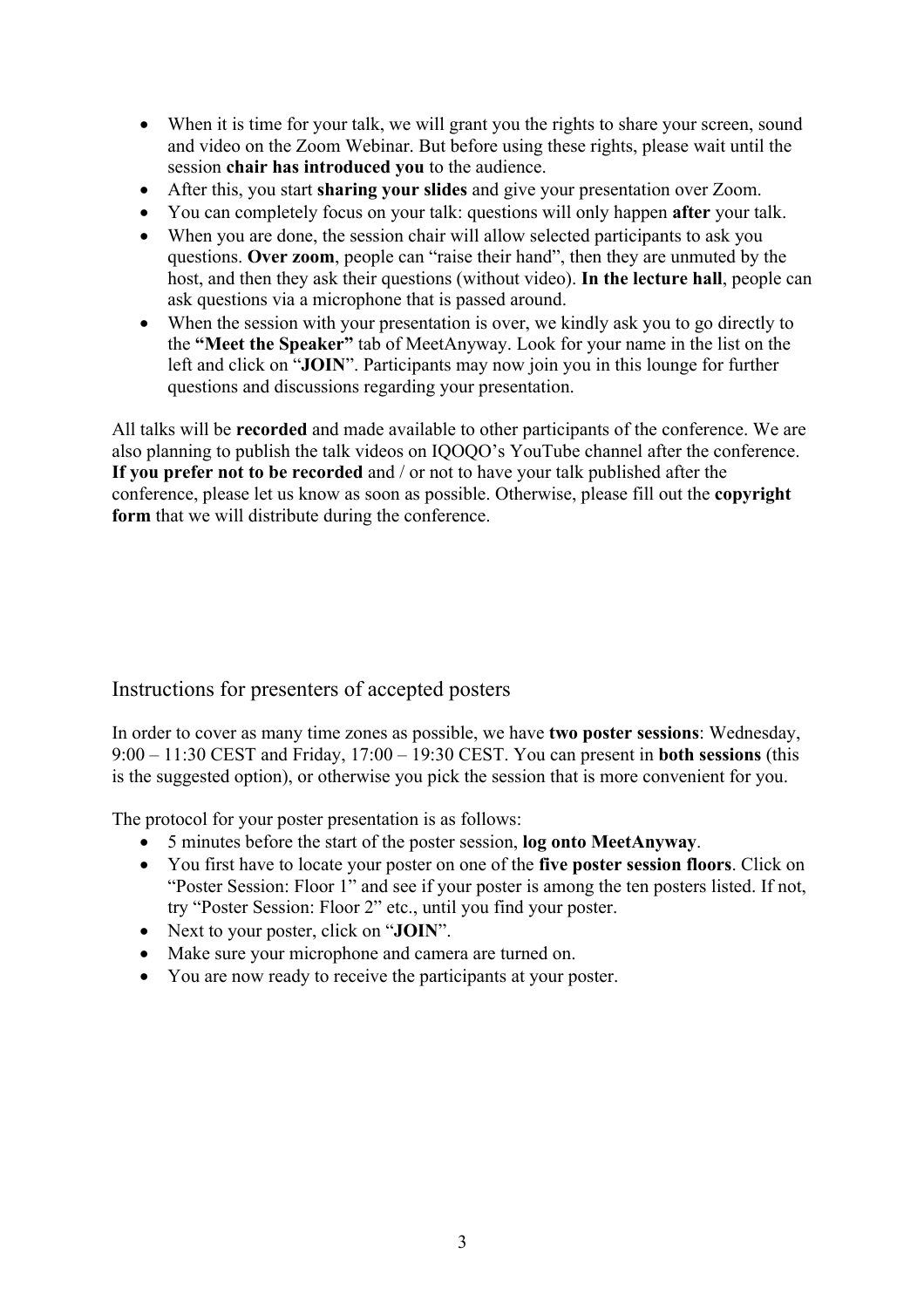- When it is time for your talk, we will grant you the rights to share your screen, sound and video on the Zoom Webinar. But before using these rights, please wait until the session **chair has introduced you** to the audience.
- After this, you start **sharing your slides** and give your presentation over Zoom.
- You can completely focus on your talk: questions will only happen **after** your talk.
- When you are done, the session chair will allow selected participants to ask you questions. **Over zoom**, people can "raise their hand", then they are unmuted by the host, and then they ask their questions (without video). **In the lecture hall**, people can ask questions via a microphone that is passed around.
- When the session with your presentation is over, we kindly ask you to go directly to the **"Meet the Speaker"** tab of MeetAnyway. Look for your name in the list on the left and click on "**JOIN**". Participants may now join you in this lounge for further questions and discussions regarding your presentation.

All talks will be **recorded** and made available to other participants of the conference. We are also planning to publish the talk videos on IQOQO's YouTube channel after the conference. **If you prefer not to be recorded** and / or not to have your talk published after the conference, please let us know as soon as possible. Otherwise, please fill out the **copyright form** that we will distribute during the conference.

## Instructions for presenters of accepted posters

In order to cover as many time zones as possible, we have **two poster sessions**: Wednesday, 9:00 – 11:30 CEST and Friday, 17:00 – 19:30 CEST. You can present in **both sessions** (this is the suggested option), or otherwise you pick the session that is more convenient for you.

The protocol for your poster presentation is as follows:

- 5 minutes before the start of the poster session, **log onto MeetAnyway**.
- You first have to locate your poster on one of the **five poster session floors**. Click on "Poster Session: Floor 1" and see if your poster is among the ten posters listed. If not, try "Poster Session: Floor 2" etc., until you find your poster.
- Next to your poster, click on "**JOIN**".
- Make sure your microphone and camera are turned on.
- You are now ready to receive the participants at your poster.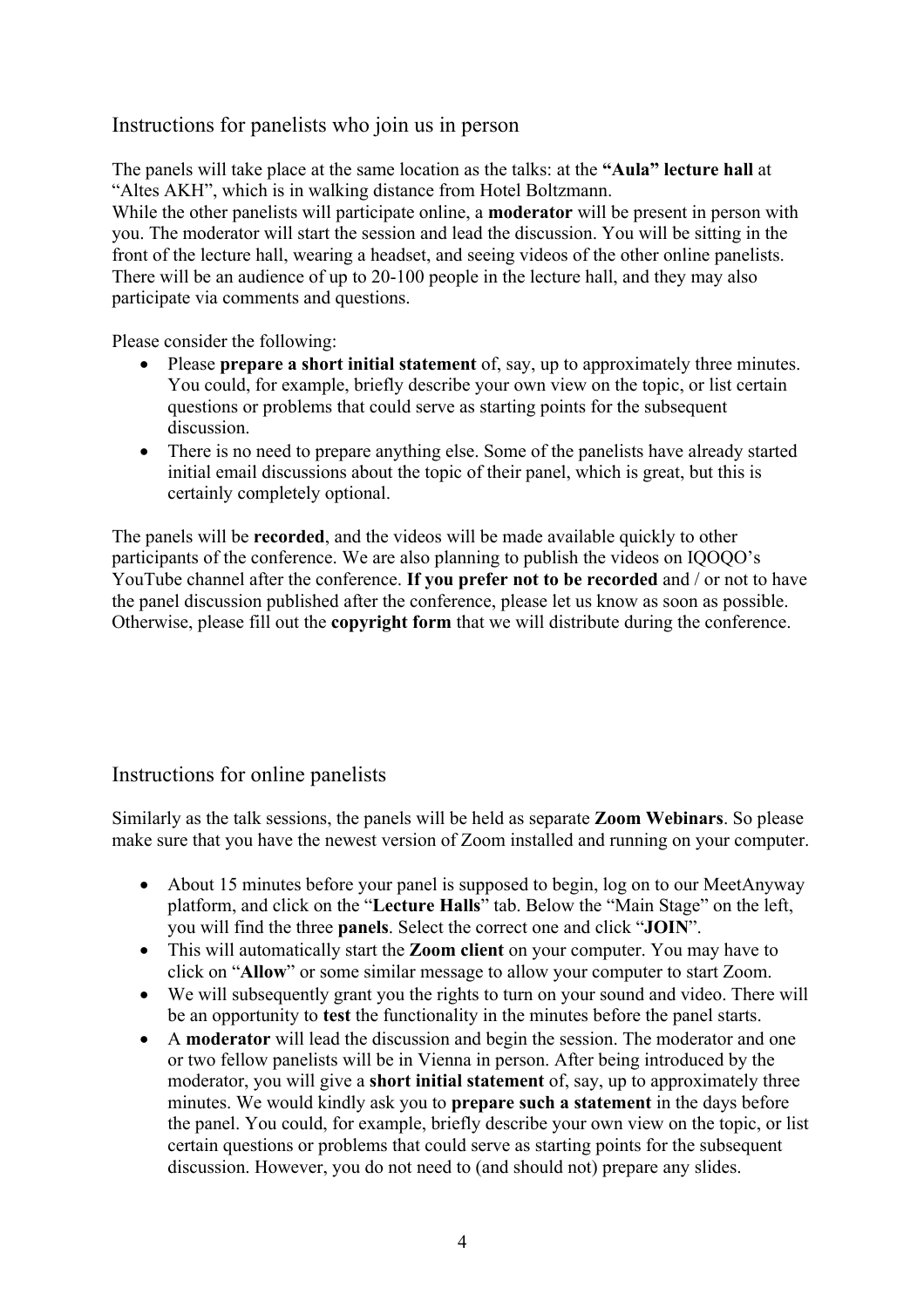## Instructions for panelists who join us in person

The panels will take place at the same location as the talks: at the **“Aula” lecture hall** at “Altes AKH”, which is in walking distance from Hotel Boltzmann.
While the other panelists will participate online, a **moderator** will be present in person with you. The moderator will start the session and lead the discussion. You will be sitting in the front of the lecture hall, wearing a headset, and seeing videos of the other online panelists. There will be an audience of up to 20-100 people in the lecture hall, and they may also participate via comments and questions.

Please consider the following:

- Please **prepare a short initial statement** of, say, up to approximately three minutes. You could, for example, briefly describe your own view on the topic, or list certain questions or problems that could serve as starting points for the subsequent discussion.
- There is no need to prepare anything else. Some of the panelists have already started initial email discussions about the topic of their panel, which is great, but this is certainly completely optional.

The panels will be **recorded**, and the videos will be made available quickly to other participants of the conference. We are also planning to publish the videos on IQOQO’s YouTube channel after the conference. **If you prefer not to be recorded** and / or not to have the panel discussion published after the conference, please let us know as soon as possible. Otherwise, please fill out the **copyright form** that we will distribute during the conference.

## Instructions for online panelists

Similarly as the talk sessions, the panels will be held as separate **Zoom Webinars**. So please make sure that you have the newest version of Zoom installed and running on your computer.

- About 15 minutes before your panel is supposed to begin, log on to our MeetAnyway platform, and click on the “**Lecture Halls**” tab. Below the “Main Stage” on the left, you will find the three **panels**. Select the correct one and click “**JOIN**”.
- This will automatically start the **Zoom client** on your computer. You may have to click on “**Allow**” or some similar message to allow your computer to start Zoom.
- We will subsequently grant you the rights to turn on your sound and video. There will be an opportunity to **test** the functionality in the minutes before the panel starts.
- A **moderator** will lead the discussion and begin the session. The moderator and one or two fellow panelists will be in Vienna in person. After being introduced by the moderator, you will give a **short initial statement** of, say, up to approximately three minutes. We would kindly ask you to **prepare such a statement** in the days before the panel. You could, for example, briefly describe your own view on the topic, or list certain questions or problems that could serve as starting points for the subsequent discussion. However, you do not need to (and should not) prepare any slides.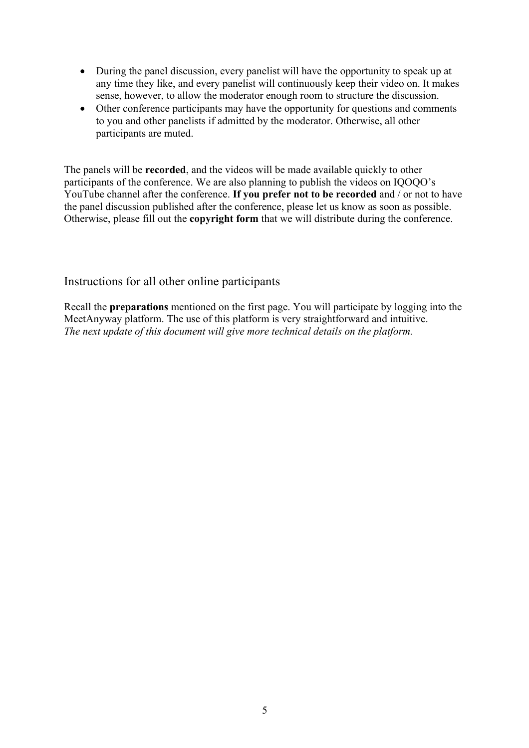- During the panel discussion, every panelist will have the opportunity to speak up at any time they like, and every panelist will continuously keep their video on. It makes sense, however, to allow the moderator enough room to structure the discussion.
- Other conference participants may have the opportunity for questions and comments to you and other panelists if admitted by the moderator. Otherwise, all other participants are muted.

The panels will be **recorded**, and the videos will be made available quickly to other participants of the conference. We are also planning to publish the videos on IQOQO's YouTube channel after the conference. **If you prefer not to be recorded** and / or not to have the panel discussion published after the conference, please let us know as soon as possible. Otherwise, please fill out the **copyright form** that we will distribute during the conference.

## Instructions for all other online participants

Recall the **preparations** mentioned on the first page. You will participate by logging into the MeetAnyway platform. The use of this platform is very straightforward and intuitive.
*The next update of this document will give more technical details on the platform.*